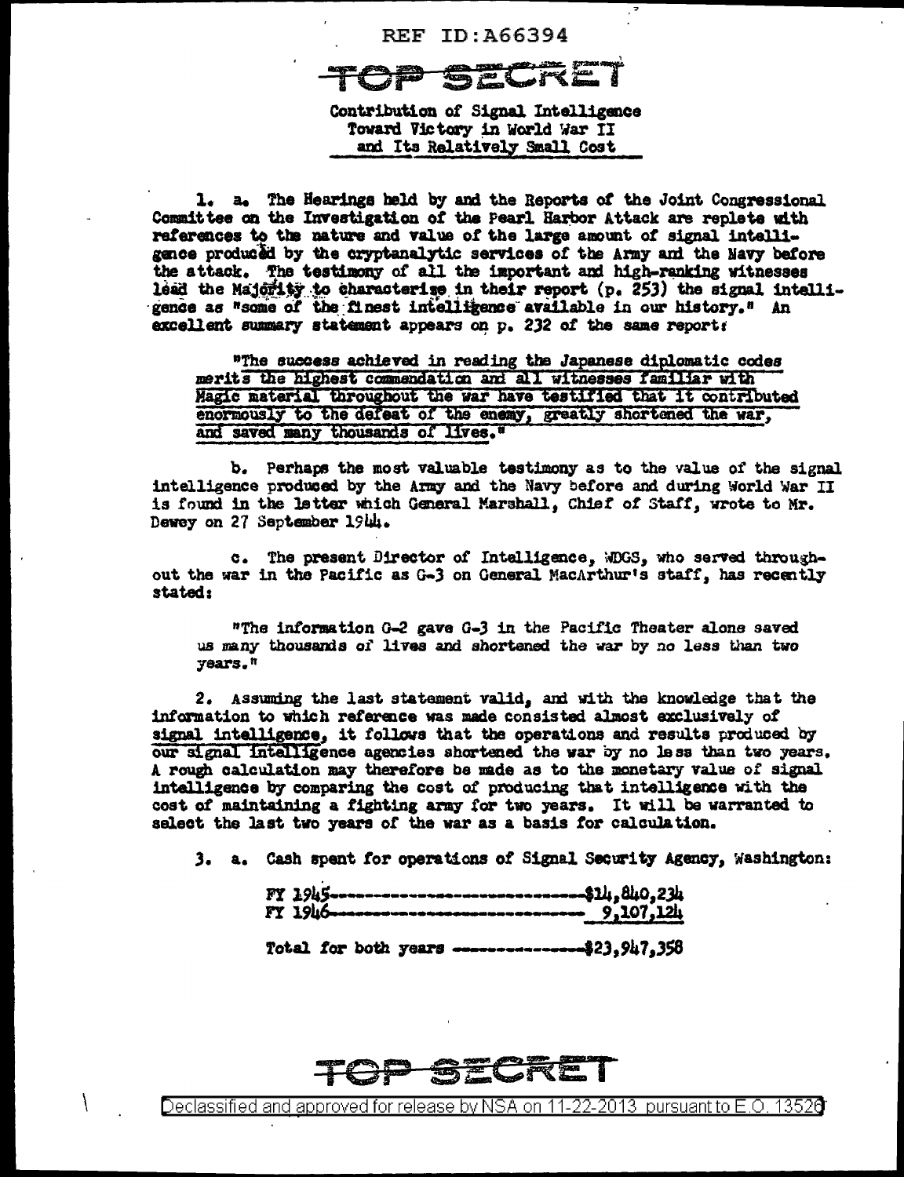REF ID:A66394

TOP SECRET

**Contribution of Signal Intelligence Toward Victory in World War II and Its Relatively Small Cost**

1. a. The Hearings held by and the Reports of the Joint Congressional Committee on the Investigation of the Pearl Harbor Attack are replete with references to the nature and value of the large amount of signal intelligence produced by the cryptanalytic services of the Army and the Navy before the attack. The testimony of all the important and high-ranking witnesses lead the Majority to characterize in their report (p. 253) the signal intelligence as "some of the finest intelligence available in our history." An excellent summary statement appears on p. 232 of the same report:

> "The success achieved in reading the Japanese diplomatic codes merits the highest commendation and all witnesses familiar with Magic material throughout the war have testified that it contributed enormously to the defeat of the enemy, greatly shortened the war, and saved many thousands of lives."

b. Perhaps the most valuable testimony as to the value of the signal intelligence produced by the Army and the Navy before and during World War II is found in the letter which General Marshall, Chief of Staff, wrote to Mr. Dewey on 27 September 1944.

c. The present Director of Intelligence, WDGS, who served throughout the war in the Pacific as G-3 on General MacArthur's staff, has recently stated:

> "The information G-2 gave G-3 in the Pacific Theater alone saved us many thousands of lives and shortened the war by no less than two years."

2. Assuming the last statement valid, and with the knowledge that the information to which reference was made consisted almost exclusively of signal intelligence, it follows that the operations and results produced by our signal intelligence agencies shortened the war by no less than two years. A rough calculation may therefore be made as to the monetary value of signal intelligence by comparing the cost of producing that intelligence with the cost of maintaining a fighting army for two years. It will be warranted to select the last two years of the war as a basis for calculation.

3. a. Cash spent for operations of Signal Security Agency, Washington:

| | |
|---|---|
| FY 1945 | $14,840,234 |
| FY 1946 | 9,107,124 |
| Total for both years | $23,947,358 |

TOP SECRET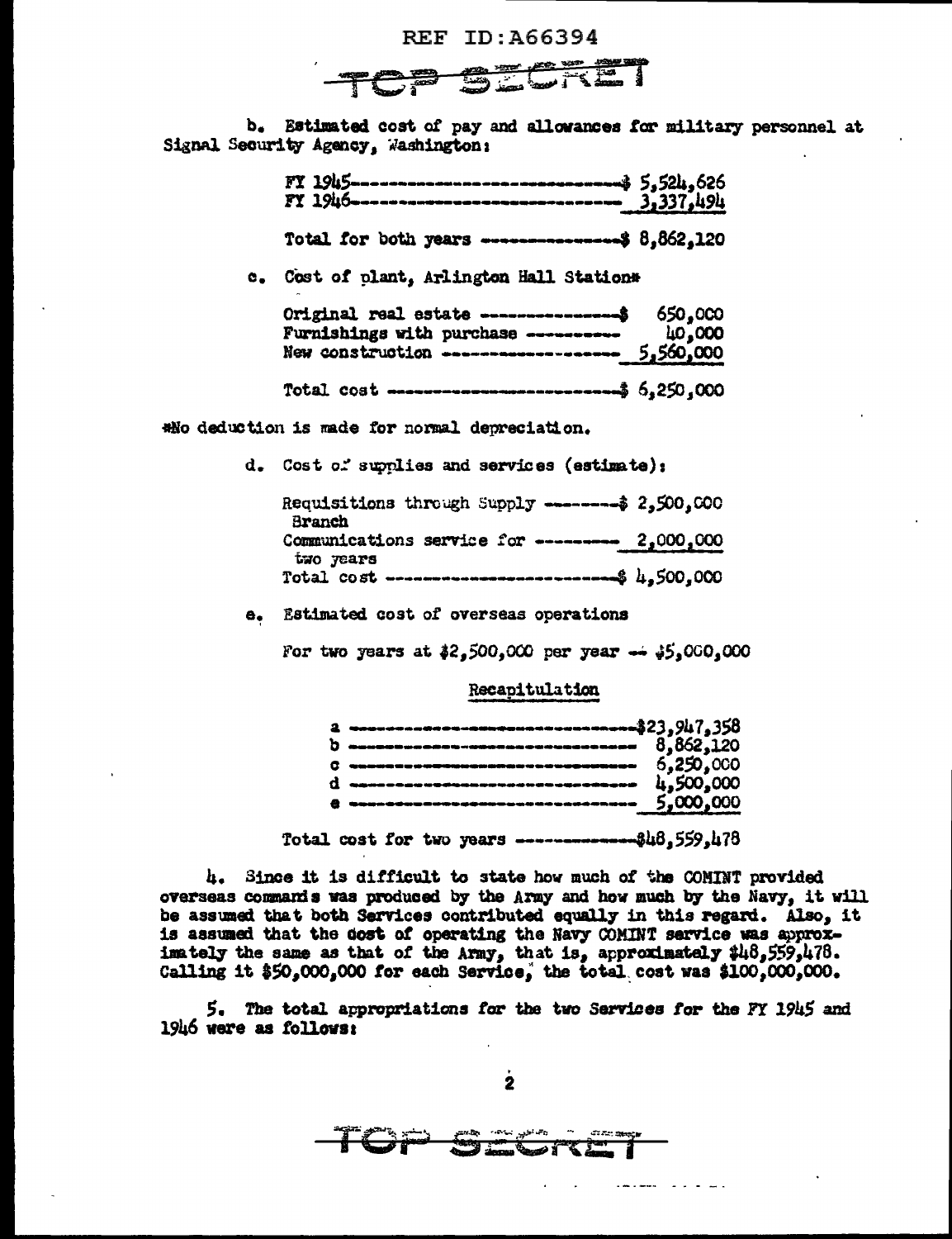b. Estimated cost of pay and allowances for military personnel at Signal Security Agency, Washington:

| | |
|---|---|
| FY 1945 | $ 5,524,626 |
| FY 1946 | 3,337,494 |
| Total for both years | $ 8,862,120 |

c. Cost of plant, Arlington Hall Station*

| | |
|---|---|
| Original real estate | $ 650,000 |
| Furnishings with purchase | 40,000 |
| New construction | 5,560,000 |
| Total cost | $ 6,250,000 |

*No deduction is made for normal depreciation.

d. Cost of supplies and services (estimate):

| | |
|---|---|
| Requisitions through Supply Branch | $ 2,500,000 |
| Communications service for two years | 2,000,000 |
| Total cost | $ 4,500,000 |

e. Estimated cost of overseas operations

For two years at $2,500,000 per year -- $5,000,000

Recapitulation

| | |
|---|---|
| a | $23,947,358 |
| b | 8,862,120 |
| c | 6,250,000 |
| d | 4,500,000 |
| e | 5,000,000 |
| Total cost for two years | $48,559,478 |

4. Since it is difficult to state how much of the COMINT provided overseas commands was produced by the Army and how much by the Navy, it will be assumed that both Services contributed equally in this regard. Also, it is assumed that the cost of operating the Navy COMINT service was approximately the same as that of the Army, that is, approximately $48,559,478. Calling it $50,000,000 for each Service, the total cost was $100,000,000.

5. The total appropriations for the two Services for the FY 1945 and 1946 were as follows: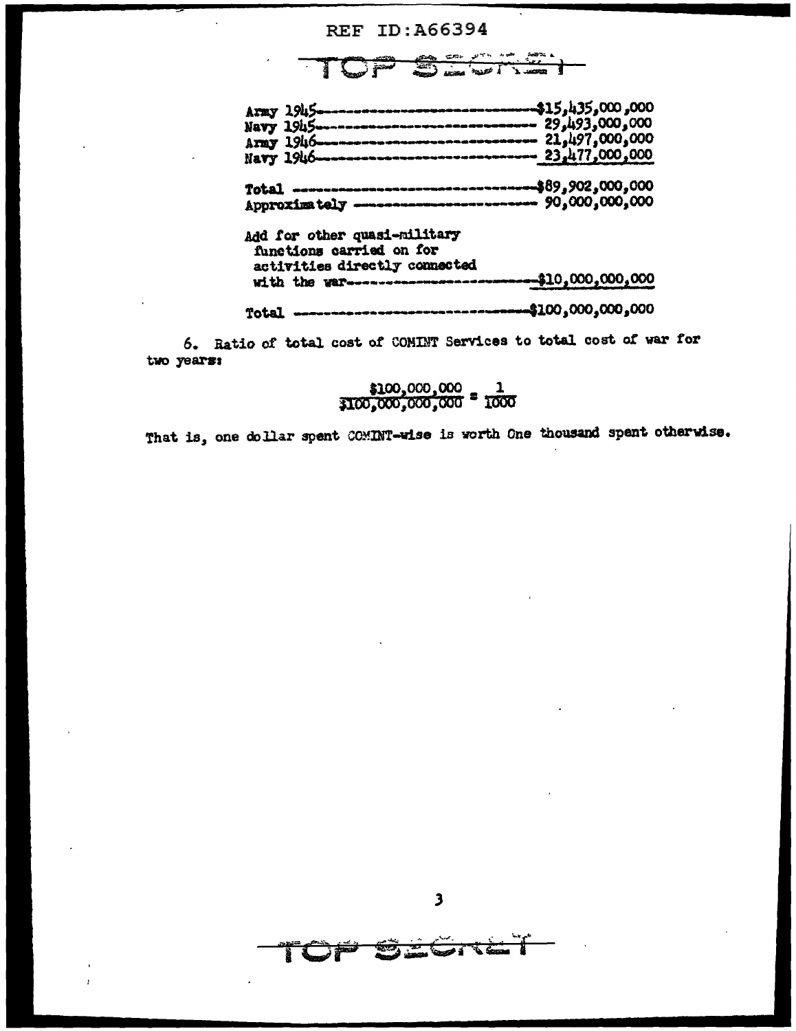REF ID:A66394

TOP SECRET

| | |
|---|---|
| Army 1945 | $15,435,000,000 |
| Navy 1945 | 29,493,000,000 |
| Army 1946 | 21,497,000,000 |
| Navy 1946 | 23,477,000,000 |
| Total | $89,902,000,000 |
| Approximately | 90,000,000,000 |
| Add for other quasi-military functions carried on for activities directly connected with the war | $10,000,000,000 |
| Total | $100,000,000,000 |

6. Ratio of total cost of COMINT Services to total cost of war for two years:

$$\frac{\$100,000,000}{\$100,000,000,000} = \frac{1}{1000}$$

That is, one dollar spent COMINT-wise is worth One thousand spent otherwise.

TOP SECRET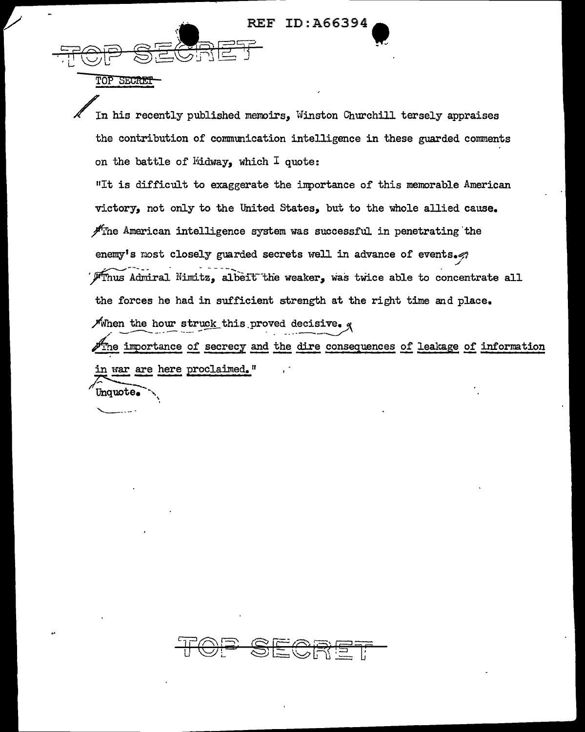TOP SECRET

In his recently published memoirs, Winston Churchill tersely appraises the contribution of communication intelligence in these guarded comments on the battle of Midway, which I quote:

"It is difficult to exaggerate the importance of this memorable American victory, not only to the United States, but to the whole allied cause. The American intelligence system was successful in penetrating the enemy's most closely guarded secrets well in advance of events. Thus Admiral Nimitz, albeit the weaker, was twice able to concentrate all the forces he had in sufficient strength at the right time and place. When the hour struck this proved decisive. The importance of secrecy and the dire consequences of leakage of information in war are here proclaimed."

Unquote.

TOP SECRET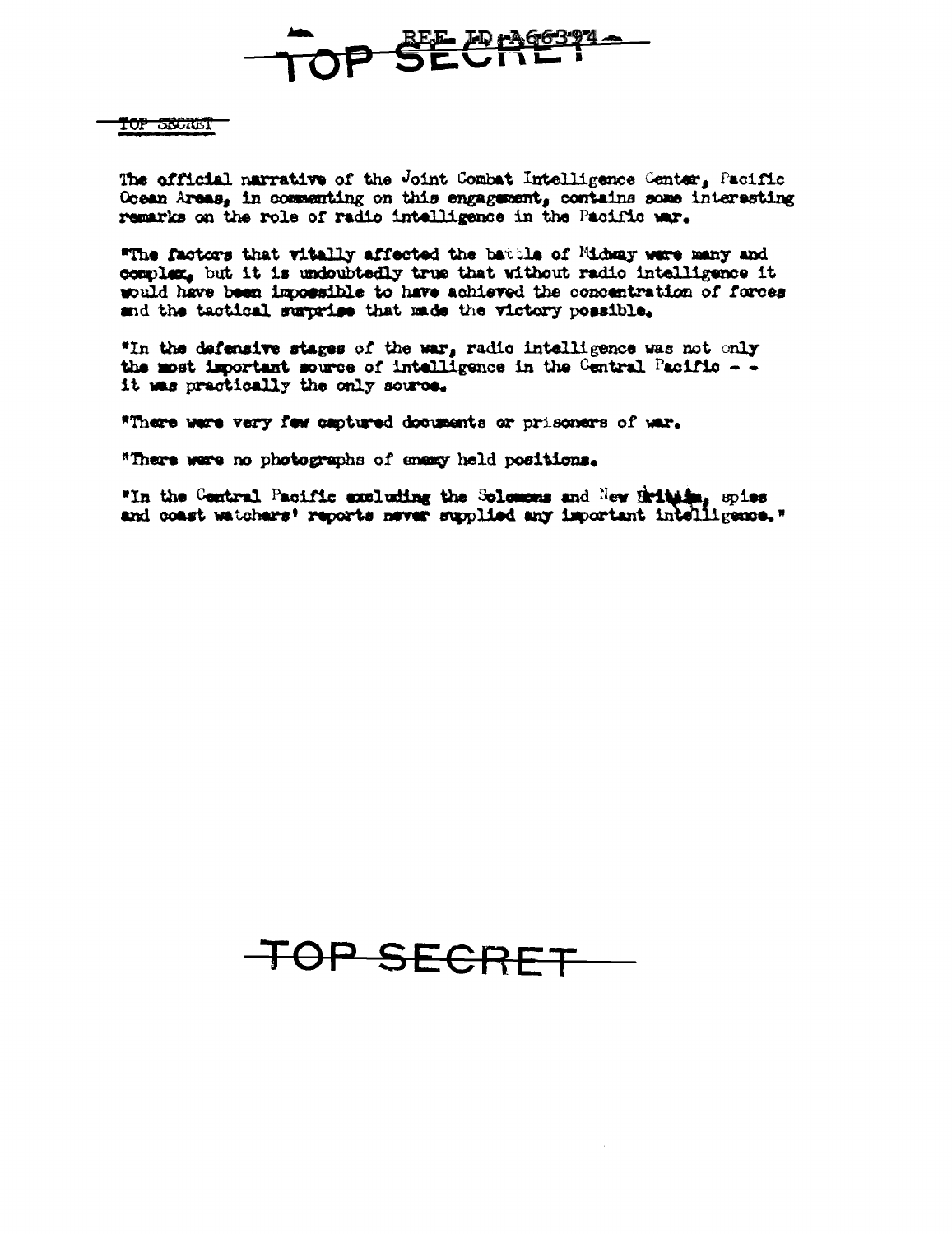TOP SECRET

The official narrative of the Joint Combat Intelligence Center, Pacific Ocean Areas, in commenting on this engagement, contains some interesting remarks on the role of radio intelligence in the Pacific war.

"The factors that vitally affected the battle of Midway were many and complex, but it is undoubtedly true that without radio intelligence it would have been impossible to have achieved the concentration of forces and the tactical surprise that made the victory possible.

"In the defensive stages of the war, radio intelligence was not only the most important source of intelligence in the Central Pacific - - it was practically the only source.

"There were very few captured documents or prisoners of war.

"There were no photographs of enemy held positions.

"In the Central Pacific excluding the Solomons and New Britain, spies and coast watchers' reports never supplied any important intelligence."

TOP SECRET